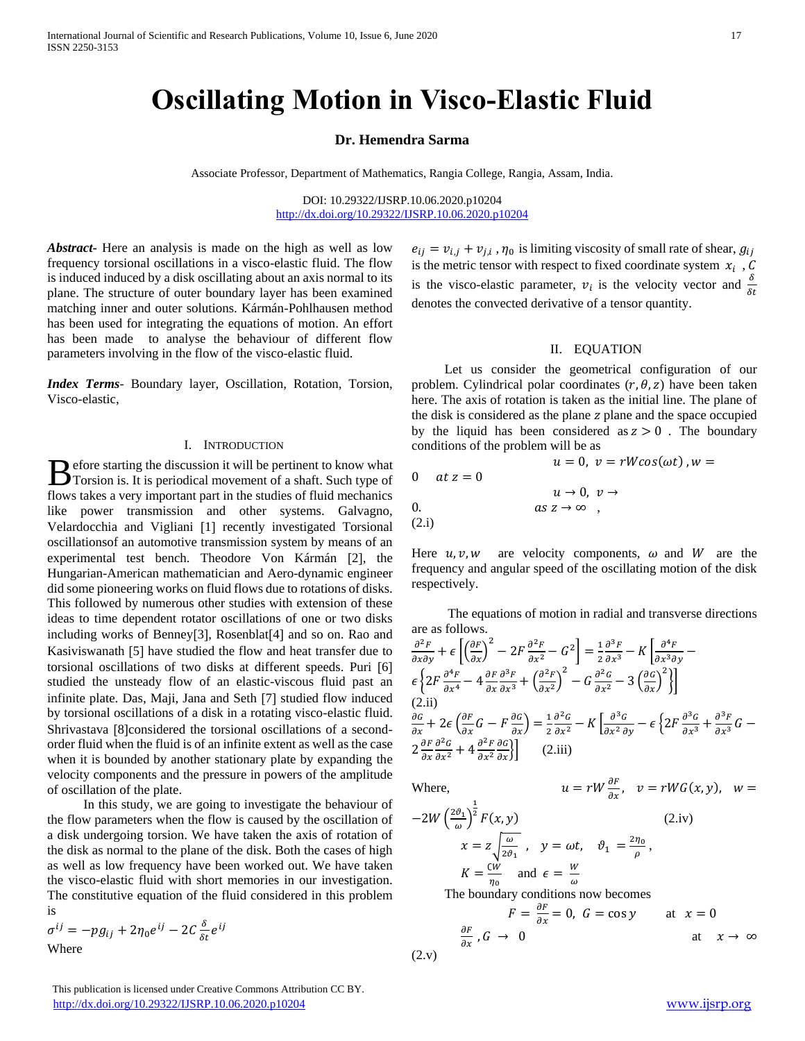# Oscillating Motion in Visco-Elastic Fluid

**Dr. Hemendra Sarma**

Associate Professor, Department of Mathematics, Rangia College, Rangia, Assam, India.

DOI: 10.29322/IJSRP.10.06.2020.p10204
http://dx.doi.org/10.29322/IJSRP.10.06.2020.p10204

***Abstract***- Here an analysis is made on the high as well as low frequency torsional oscillations in a visco-elastic fluid. The flow is induced induced by a disk oscillating about an axis normal to its plane. The structure of outer boundary layer has been examined matching inner and outer solutions. Kármán-Pohlhausen method has been used for integrating the equations of motion. An effort has been made to analyse the behaviour of different flow parameters involving in the flow of the visco-elastic fluid.

***Index Terms***- Boundary layer, Oscillation, Rotation, Torsion, Visco-elastic,

## I. Introduction

Before starting the discussion it will be pertinent to know what Torsion is. It is periodical movement of a shaft. Such type of flows takes a very important part in the studies of fluid mechanics like power transmission and other systems. Galvagno, Velardocchia and Vigliani [1] recently investigated Torsional oscillationsof an automotive transmission system by means of an experimental test bench. Theodore Von Kármán [2], the Hungarian-American mathematician and Aero-dynamic engineer did some pioneering works on fluid flows due to rotations of disks. This followed by numerous other studies with extension of these ideas to time dependent rotator oscillations of one or two disks including works of Benney[3], Rosenblat[4] and so on. Rao and Kasiviswanath [5] have studied the flow and heat transfer due to torsional oscillations of two disks at different speeds. Puri [6] studied the unsteady flow of an elastic-viscous fluid past an infinite plate. Das, Maji, Jana and Seth [7] studied flow induced by torsional oscillations of a disk in a rotating visco-elastic fluid. Shrivastava [8]considered the torsional oscillations of a second-order fluid when the fluid is of an infinite extent as well as the case when it is bounded by another stationary plate by expanding the velocity components and the pressure in powers of the amplitude of oscillation of the plate.

In this study, we are going to investigate the behaviour of the flow parameters when the flow is caused by the oscillation of a disk undergoing torsion. We have taken the axis of rotation of the disk as normal to the plane of the disk. Both the cases of high as well as low frequency have been worked out. We have taken the visco-elastic fluid with short memories in our investigation. The constitutive equation of the fluid considered in this problem is

$$\sigma^{ij} = -pg_{ij} + 2\eta_0 e^{ij} - 2C\frac{\delta}{\delta t}e^{ij}$$

Where

$e_{ij} = v_{i,j} + v_{j,i}$ , $\eta_0$ is limiting viscosity of small rate of shear, $g_{ij}$ is the metric tensor with respect to fixed coordinate system $x_i$ , $C$ is the visco-elastic parameter, $v_i$ is the velocity vector and $\frac{\delta}{\delta t}$ denotes the convected derivative of a tensor quantity.

## II. Equation

Let us consider the geometrical configuration of our problem. Cylindrical polar coordinates $(r, \theta, z)$ have been taken here. The axis of rotation is taken as the initial line. The plane of the disk is considered as the plane $z$ plane and the space occupied by the liquid has been considered as $z > 0$ . The boundary conditions of the problem will be as

$$u = 0,\ v = rW\cos(\omega t),\ w = 0 \quad at\ z = 0$$

$$u \to 0,\ v \to 0. \qquad as\ z \to \infty \ , \tag{2.i}$$

Here $u, v, w$ are velocity components, $\omega$ and $W$ are the frequency and angular speed of the oscillating motion of the disk respectively.

The equations of motion in radial and transverse directions are as follows.

$$\frac{\partial^2 F}{\partial x \partial y} + \epsilon\left[\left(\frac{\partial F}{\partial x}\right)^2 - 2F\frac{\partial^2 F}{\partial x^2} - G^2\right] = \frac{1}{2}\frac{\partial^3 F}{\partial x^3} - K\left[\frac{\partial^4 F}{\partial x^3 \partial y} - \epsilon\left\{2F\frac{\partial^4 F}{\partial x^4} - 4\frac{\partial F}{\partial x}\frac{\partial^3 F}{\partial x^3} + \left(\frac{\partial^2 F}{\partial x^2}\right)^2 - G\frac{\partial^2 G}{\partial x^2} - 3\left(\frac{\partial G}{\partial x}\right)^2\right\}\right] \tag{2.ii}$$

$$\frac{\partial G}{\partial x} + 2\epsilon\left(\frac{\partial F}{\partial x}G - F\frac{\partial G}{\partial x}\right) = \frac{1}{2}\frac{\partial^2 G}{\partial x^2} - K\left[\frac{\partial^3 G}{\partial x^2 \partial y} - \epsilon\left\{2F\frac{\partial^3 G}{\partial x^3} + \frac{\partial^3 F}{\partial x^3}G - 2\frac{\partial F}{\partial x}\frac{\partial^2 G}{\partial x^2} + 4\frac{\partial^2 F}{\partial x^2}\frac{\partial G}{\partial x}\right\}\right] \tag{2.iii}$$

Where,

$$u = rW\frac{\partial F}{\partial x}, \quad v = rWG(x, y), \quad w = -2W\left(\frac{2\vartheta_1}{\omega}\right)^{\frac{1}{2}}F(x, y) \tag{2.iv}$$

$$x = z\sqrt{\frac{\omega}{2\vartheta_1}}\ , \quad y = \omega t, \quad \vartheta_1 = \frac{2\eta_0}{\rho},$$

$$K = \frac{CW}{\eta_0} \quad \text{and} \quad \epsilon = \frac{W}{\omega}$$

The boundary conditions now becomes

$$F = \frac{\partial F}{\partial x} = 0,\ G = \cos y \qquad \text{at} \quad x = 0$$

$$\frac{\partial F}{\partial x}\ , G \to 0 \qquad \text{at} \quad x \to \infty \tag{2.v}$$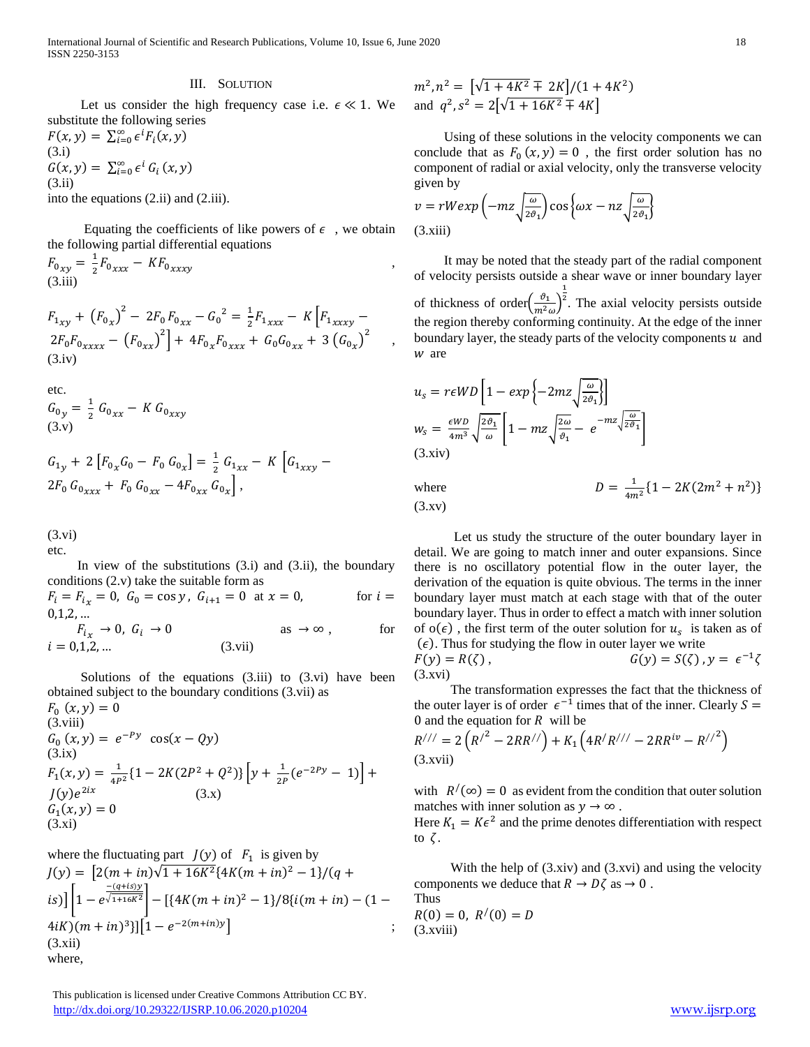## III. Solution

Let us consider the high frequency case i.e. $\epsilon \ll 1$. We substitute the following series

$$F(x,y) = \sum_{i=0}^{\infty} \epsilon^i F_i(x,y) \quad (3.i)$$

$$G(x,y) = \sum_{i=0}^{\infty} \epsilon^i G_i(x,y) \quad (3.ii)$$

into the equations (2.ii) and (2.iii).

Equating the coefficients of like powers of $\epsilon$, we obtain the following partial differential equations

$$F_{0_{xy}} = \frac{1}{2} F_{0_{xxx}} - K F_{0_{xxxy}} , \quad (3.iii)$$

$$F_{1_{xy}} + (F_{0_x})^2 - 2F_0 F_{0_{xx}} - G_0{}^2 = \frac{1}{2} F_{1_{xxx}} - K\left[F_{1_{xxxy}} - 2F_0 F_{0_{xxxx}} - (F_{0_{xx}})^2\right] + 4F_{0_x} F_{0_{xxx}} + G_0 G_{0_{xx}} + 3\left(G_{0_x}\right)^2 , \quad (3.iv)$$

etc.

$$G_{0_y} = \frac{1}{2} G_{0_{xx}} - K\, G_{0_{xxy}} \quad (3.v)$$

$$G_{1_y} + 2\left[F_{0_x} G_0 - F_0\, G_{0_x}\right] = \frac{1}{2} G_{1_{xx}} - K\left[G_{1_{xxy}} - 2F_0\, G_{0_{xxx}} + F_0\, G_{0_{xx}} - 4F_{0_{xx}}\, G_{0_x}\right], \quad (3.vi)$$

etc.

In view of the substitutions (3.i) and (3.ii), the boundary conditions (2.v) take the suitable form as

$F_i = F_{i_x} = 0,\ G_0 = \cos y,\ G_{i+1} = 0$ at $x = 0,$ for $i = 0,1,2,\ldots$

$F_{i_x} \to 0,\ G_i \to 0$ as $\to \infty$, for $i = 0,1,2,\ldots$ (3.vii)

Solutions of the equations (3.iii) to (3.vi) have been obtained subject to the boundary conditions (3.vii) as

$$F_0(x,y) = 0 \quad (3.viii)$$

$$G_0(x,y) = e^{-Py} \cos(x - Qy) \quad (3.ix)$$

$$F_1(x,y) = \frac{1}{4P^2}\{1 - 2K(2P^2 + Q^2)\}\left[y + \frac{1}{2P}(e^{-2Py} - 1)\right] + J(y)e^{2ix} \quad (3.x)$$

$$G_1(x,y) = 0 \quad (3.xi)$$

where the fluctuating part $J(y)$ of $F_1$ is given by

$$J(y) = \left[2(m+in)\sqrt{1+16K^2}\{4K(m+in)^2 - 1\}/(q+is)\right]\left[1 - e^{\frac{-(q+is)y}{\sqrt{1+16K^2}}}\right] - \left[\{4K(m+in)^2 - 1\}/8\{i(m+in) - (1-4iK)(m+in)^3\}\right]\left[1 - e^{-2(m+in)y}\right] ; \quad (3.xii)$$

where,

$m^2, n^2 = \left[\sqrt{1+4K^2} \mp 2K\right]/(1+4K^2)$ and $q^2, s^2 = 2\left[\sqrt{1+16K^2} \mp 4K\right]$

Using of these solutions in the velocity components we can conclude that as $F_0(x,y) = 0$, the first order solution has no component of radial or axial velocity, only the transverse velocity given by

$$v = rW\exp\left(-mz\sqrt{\frac{\omega}{2\vartheta_1}}\right)\cos\left\{\omega x - nz\sqrt{\frac{\omega}{2\vartheta_1}}\right\} \quad (3.xiii)$$

It may be noted that the steady part of the radial component of velocity persists outside a shear wave or inner boundary layer of thickness of order$\left(\frac{\vartheta_1}{m^2\omega}\right)^{\frac{1}{2}}$. The axial velocity persists outside the region thereby conforming continuity. At the edge of the inner boundary layer, the steady parts of the velocity components $u$ and $w$ are

$$u_s = r\epsilon WD\left[1 - \exp\left\{-2mz\sqrt{\frac{\omega}{2\vartheta_1}}\right\}\right]$$

$$w_s = \frac{\epsilon WD}{4m^3}\sqrt{\frac{2\vartheta_1}{\omega}}\left[1 - mz\sqrt{\frac{2\omega}{\vartheta_1}} - e^{-mz\sqrt{\frac{\omega}{2\vartheta_1}}}\right] \quad (3.xiv)$$

where $$D = \frac{1}{4m^2}\{1 - 2K(2m^2 + n^2)\} \quad (3.xv)$$

Let us study the structure of the outer boundary layer in detail. We are going to match inner and outer expansions. Since there is no oscillatory potential flow in the outer layer, the derivation of the equation is quite obvious. The terms in the inner boundary layer must match at each stage with that of the outer boundary layer. Thus in order to effect a match with inner solution of $o(\epsilon)$, the first term of the outer solution for $u_s$ is taken as of $(\epsilon)$. Thus for studying the flow in outer layer we write

$$F(y) = R(\zeta), \qquad G(y) = S(\zeta),\ y = \epsilon^{-1}\zeta \quad (3.xvi)$$

The transformation expresses the fact that the thickness of the outer layer is of order $\epsilon^{-1}$ times that of the inner. Clearly $S = 0$ and the equation for $R$ will be

$$R^{///} = 2\left(R^{/2} - 2RR^{//}\right) + K_1\left(4R^{/}R^{///} - 2RR^{iv} - R^{//2}\right) \quad (3.xvii)$$

with $R^{/}(\infty) = 0$ as evident from the condition that outer solution matches with inner solution as $y \to \infty$.

Here $K_1 = K\epsilon^2$ and the prime denotes differentiation with respect to $\zeta$.

With the help of (3.xiv) and (3.xvi) and using the velocity components we deduce that $R \to D\zeta$ as $\to 0$.

Thus

$$R(0) = 0,\ R^{/}(0) = D \quad (3.xviii)$$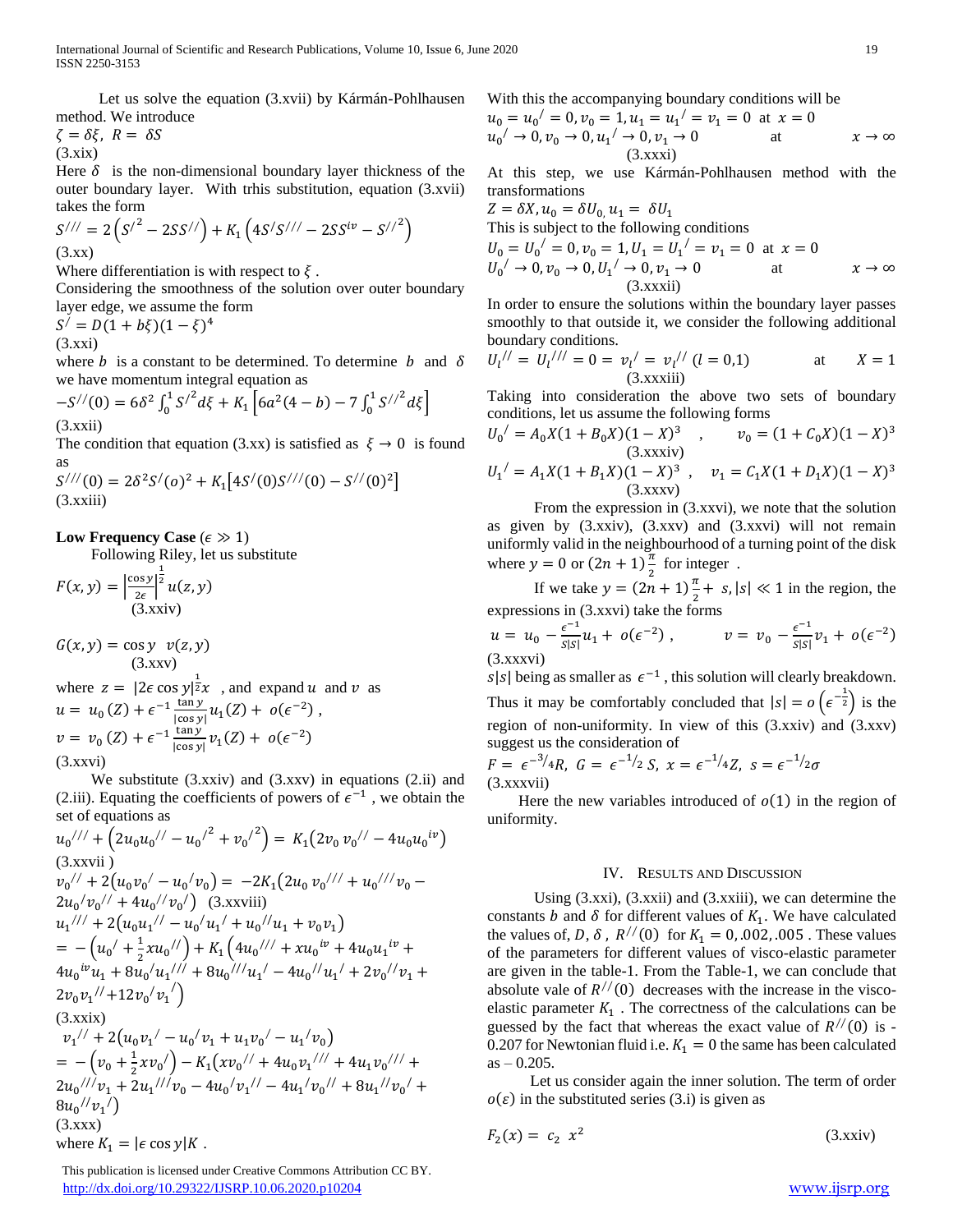Let us solve the equation (3.xvii) by Kármán-Pohlhausen method. We introduce

$$\zeta = \delta\xi,\ R = \delta S$$
(3.xix)

Here $\delta$ is the non-dimensional boundary layer thickness of the outer boundary layer. With trhis substitution, equation (3.xvii) takes the form

$$S^{///} = 2\left(S^{/2} - 2SS^{//}\right) + K_1\left(4S^{/}S^{///} - 2SS^{iv} - S^{//2}\right)$$
(3.xx)

Where differentiation is with respect to $\xi$.

Considering the smoothness of the solution over outer boundary layer edge, we assume the form

$$S^{/} = D(1 + b\xi)(1 - \xi)^4$$
(3.xxi)

where $b$ is a constant to be determined. To determine $b$ and $\delta$ we have momentum integral equation as

$$-S^{//}(0) = 6\delta^2 \int_0^1 S^{/2} d\xi + K_1\left[6a^2(4 - b) - 7\int_0^1 S^{//2} d\xi\right]$$
(3.xxii)

The condition that equation (3.xx) is satisfied as $\xi \to 0$ is found as

$$S^{///}(0) = 2\delta^2 S^{/}(o)^2 + K_1\left[4S^{/}(0)S^{///}(0) - S^{//}(0)^2\right]$$
(3.xxiii)

**Low Frequency Case** ($\epsilon \gg 1$)

Following Riley, let us substitute

$$F(x, y) = \left|\frac{\cos y}{2\epsilon}\right|^{\frac{1}{2}} u(z, y)$$
(3.xxiv)

$$G(x, y) = \cos y \ \ v(z, y)$$
(3.xxv)

where $z = |2\epsilon \cos y|^{\frac{1}{2}} x$ , and expand $u$ and $v$ as

$$u = u_0(Z) + \epsilon^{-1}\frac{\tan y}{|\cos y|} u_1(Z) + o(\epsilon^{-2}),$$

$$v = v_0(Z) + \epsilon^{-1}\frac{\tan y}{|\cos y|} v_1(Z) + o(\epsilon^{-2})$$
(3.xxvi)

We substitute (3.xxiv) and (3.xxv) in equations (2.ii) and (2.iii). Equating the coefficients of powers of $\epsilon^{-1}$, we obtain the set of equations as

$$u_0^{///} + \left(2u_0 u_0^{//} - u_0^{/2} + v_0^{/2}\right) = K_1\left(2v_0 v_0^{//} - 4u_0 u_0^{iv}\right)$$
(3.xxvii )

$$v_0^{//} + 2\left(u_0 v_0^{/} - u_0^{/} v_0\right) = -2K_1\left(2u_0 v_0^{///} + u_0^{///} v_0 - 2u_0^{/} v_0^{//} + 4u_0^{//} v_0^{/}\right)$$
(3.xxviii)

$$u_1^{///} + 2\left(u_0 u_1^{//} - u_0^{/} u_1^{/} + u_0^{//} u_1 + v_0 v_1\right) = -\left(u_0^{/} + \tfrac{1}{2}x u_0^{//}\right) + K_1\left(4u_0^{///} + x u_0^{iv} + 4u_0 u_1^{iv} + 4u_0^{iv} u_1 + 8u_0^{/} u_1^{///} + 8u_0^{///} u_1^{/} - 4u_0^{//} u_1^{/} + 2v_0^{//} v_1 + 2v_0 v_1^{//} + 12 v_0^{/} v_1^{/}\right)$$
(3.xxix)

$$v_1^{//} + 2\left(u_0 v_1^{/} - u_0^{/} v_1 + u_1 v_0^{/} - u_1^{/} v_0\right) = -\left(v_0 + \tfrac{1}{2}x v_0^{/}\right) - K_1\left(x v_0^{//} + 4u_0 v_1^{///} + 4u_1 v_0^{///} + 2u_0^{///} v_1 + 2u_1^{///} v_0 - 4u_0^{/} v_1^{//} - 4u_1^{/} v_0^{//} + 8u_1^{//} v_0^{/} + 8u_0^{//} v_1^{/}\right)$$
(3.xxx)

where $K_1 = |\epsilon \cos y| K$ .

With this the accompanying boundary conditions will be

$$u_0 = u_0^{/} = 0, v_0 = 1, u_1 = u_1^{/} = v_1 = 0 \ \text{ at } x = 0$$
$$u_0^{/} \to 0, v_0 \to 0, u_1^{/} \to 0, v_1 \to 0 \qquad \text{at} \qquad x \to \infty$$
(3.xxxi)

At this step, we use Kármán-Pohlhausen method with the transformations

$$Z = \delta X, u_0 = \delta U_0, u_1 = \delta U_1$$

This is subject to the following conditions

$$U_0 = U_0^{/} = 0, v_0 = 1, U_1 = U_1^{/} = v_1 = 0 \ \text{ at } x = 0$$
$$U_0^{/} \to 0, v_0 \to 0, U_1^{/} \to 0, v_1 \to 0 \qquad \text{at} \qquad x \to \infty$$
(3.xxxii)

In order to ensure the solutions within the boundary layer passes smoothly to that outside it, we consider the following additional boundary conditions.

$$U_l^{//} = U_l^{///} = 0 = v_l^{/} = v_l^{//} \ (l = 0,1) \qquad \text{at} \qquad X = 1$$
(3.xxxiii)

Taking into consideration the above two sets of boundary conditions, let us assume the following forms

$$U_0^{/} = A_0 X(1 + B_0 X)(1 - X)^3 \quad , \qquad v_0 = (1 + C_0 X)(1 - X)^3$$
(3.xxxiv)

$$U_1^{/} = A_1 X(1 + B_1 X)(1 - X)^3 \ , \quad v_1 = C_1 X(1 + D_1 X)(1 - X)^3$$
(3.xxxv)

From the expression in (3.xxvi), we note that the solution as given by (3.xxiv), (3.xxv) and (3.xxvi) will not remain uniformly valid in the neighbourhood of a turning point of the disk where $y = 0$ or $(2n + 1)\frac{\pi}{2}$ for integer .

If we take $y = (2n + 1)\frac{\pi}{2} + s, |s| \ll 1$ in the region, the expressions in (3.xxvi) take the forms

$$u = u_0 - \frac{\epsilon^{-1}}{s|s|} u_1 + o(\epsilon^{-2}), \qquad v = v_0 - \frac{\epsilon^{-1}}{s|s|} v_1 + o(\epsilon^{-2})$$
(3.xxxvi)

$s|s|$ being as smaller as $\epsilon^{-1}$, this solution will clearly breakdown. Thus it may be comfortably concluded that $|s| = o\left(\epsilon^{-\frac{1}{2}}\right)$ is the region of non-uniformity. In view of this (3.xxiv) and (3.xxv) suggest us the consideration of

$$F = \epsilon^{-3/4} R,\ G = \epsilon^{-1/2} S,\ x = \epsilon^{-1/4} Z,\ s = \epsilon^{-1/2}\sigma$$
(3.xxxvii)

Here the new variables introduced of $o(1)$ in the region of uniformity.

## IV. Results and Discussion

Using (3.xxi), (3.xxii) and (3.xxiii), we can determine the constants $b$ and $\delta$ for different values of $K_1$. We have calculated the values of, $D, \delta$ , $R^{//}(0)$ for $K_1 = 0, .002, .005$ . These values of the parameters for different values of visco-elastic parameter are given in the table-1. From the Table-1, we can conclude that absolute vale of $R^{//}(0)$ decreases with the increase in the visco-elastic parameter $K_1$ . The correctness of the calculations can be guessed by the fact that whereas the exact value of $R^{//}(0)$ is -0.207 for Newtonian fluid i.e. $K_1 = 0$ the same has been calculated as – 0.205.

Let us consider again the inner solution. The term of order $o(\varepsilon)$ in the substituted series (3.i) is given as

$$F_2(x) = c_2 \ x^2 \qquad (3.xxiv)$$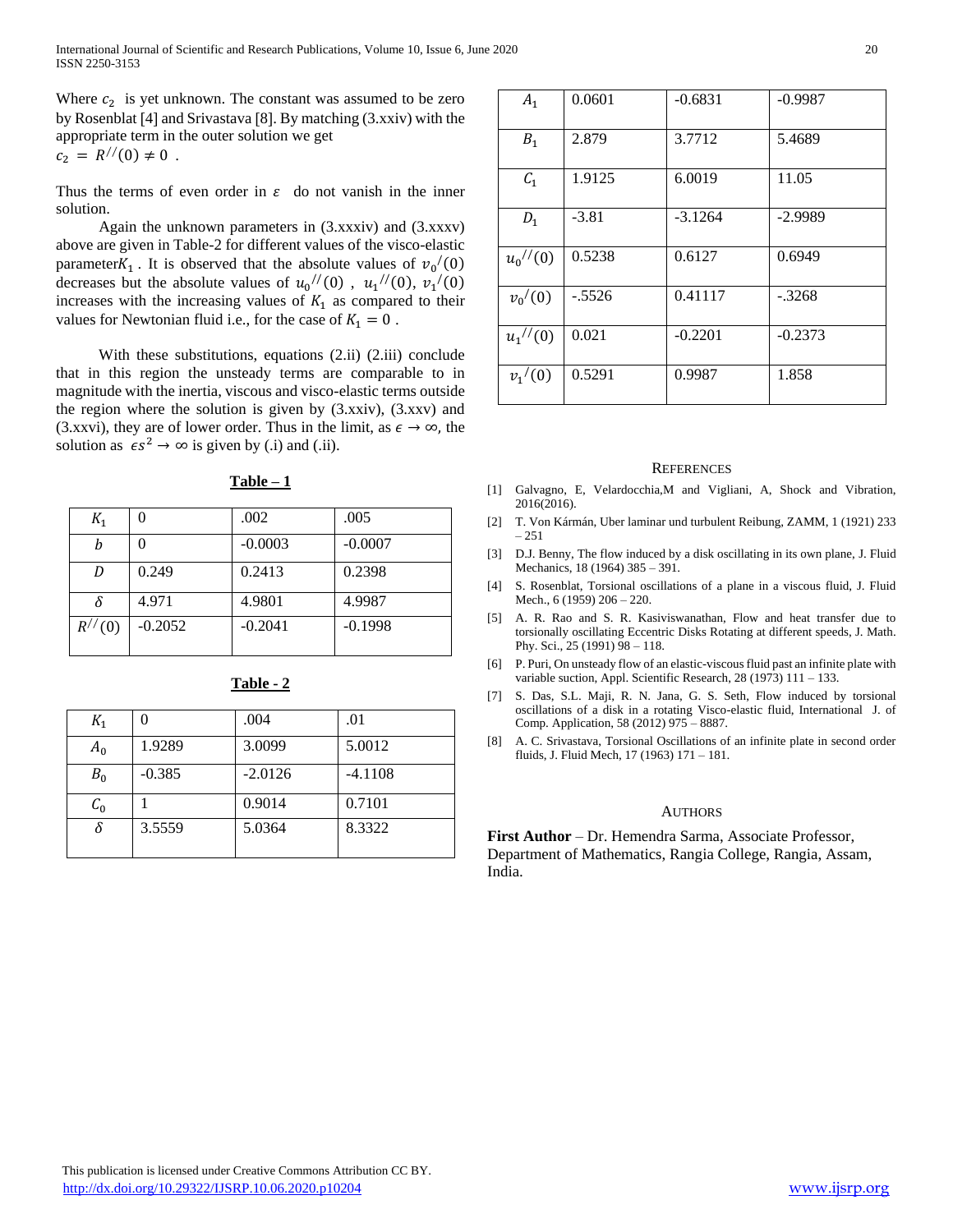Where $c_2$ is yet unknown. The constant was assumed to be zero by Rosenblat [4] and Srivastava [8]. By matching (3.xxiv) with the appropriate term in the outer solution we get

$c_2 = R^{//}(0) \neq 0$ .

Thus the terms of even order in $\varepsilon$ do not vanish in the inner solution.

Again the unknown parameters in (3.xxxiv) and (3.xxxv) above are given in Table-2 for different values of the visco-elastic parameter $K_1$ . It is observed that the absolute values of $v_0{}^{/}(0)$ decreases but the absolute values of $u_0{}^{//}(0)$ , $u_1{}^{//}(0)$, $v_1{}^{/}(0)$ increases with the increasing values of $K_1$ as compared to their values for Newtonian fluid i.e., for the case of $K_1 = 0$ .

With these substitutions, equations (2.ii) (2.iii) conclude that in this region the unsteady terms are comparable to in magnitude with the inertia, viscous and visco-elastic terms outside the region where the solution is given by (3.xxiv), (3.xxv) and (3.xxvi), they are of lower order. Thus in the limit, as $\epsilon \to \infty$, the solution as $\epsilon s^2 \to \infty$ is given by (.i) and (.ii).

**Table – 1**

| $K_1$ | 0 | .002 | .005 |
|---|---|---|---|
| $b$ | 0 | -0.0003 | -0.0007 |
| $D$ | 0.249 | 0.2413 | 0.2398 |
| $\delta$ | 4.971 | 4.9801 | 4.9987 |
| $R^{//}(0)$ | -0.2052 | -0.2041 | -0.1998 |

**Table - 2**

| $K_1$ | 0 | .004 | .01 |
|---|---|---|---|
| $A_0$ | 1.9289 | 3.0099 | 5.0012 |
| $B_0$ | -0.385 | -2.0126 | -4.1108 |
| $C_0$ | 1 | 0.9014 | 0.7101 |
| $\delta$ | 3.5559 | 5.0364 | 8.3322 |
| $A_1$ | 0.0601 | -0.6831 | -0.9987 |
| $B_1$ | 2.879 | 3.7712 | 5.4689 |
| $C_1$ | 1.9125 | 6.0019 | 11.05 |
| $D_1$ | -3.81 | -3.1264 | -2.9989 |
| $u_0{}^{//}(0)$ | 0.5238 | 0.6127 | 0.6949 |
| $v_0{}^{/}(0)$ | -.5526 | 0.41117 | -.3268 |
| $u_1{}^{//}(0)$ | 0.021 | -0.2201 | -0.2373 |
| $v_1{}^{/}(0)$ | 0.5291 | 0.9987 | 1.858 |

## References

[1] Galvagno, E, Velardocchia,M and Vigliani, A, Shock and Vibration, 2016(2016).

[2] T. Von Kármán, Uber laminar und turbulent Reibung, ZAMM, 1 (1921) 233 – 251

[3] D.J. Benny, The flow induced by a disk oscillating in its own plane, J. Fluid Mechanics, 18 (1964) 385 – 391.

[4] S. Rosenblat, Torsional oscillations of a plane in a viscous fluid, J. Fluid Mech., 6 (1959) 206 – 220.

[5] A. R. Rao and S. R. Kasiviswanathan, Flow and heat transfer due to torsionally oscillating Eccentric Disks Rotating at different speeds, J. Math. Phy. Sci., 25 (1991) 98 – 118.

[6] P. Puri, On unsteady flow of an elastic-viscous fluid past an infinite plate with variable suction, Appl. Scientific Research, 28 (1973) 111 – 133.

[7] S. Das, S.L. Maji, R. N. Jana, G. S. Seth, Flow induced by torsional oscillations of a disk in a rotating Visco-elastic fluid, International J. of Comp. Application, 58 (2012) 975 – 8887.

[8] A. C. Srivastava, Torsional Oscillations of an infinite plate in second order fluids, J. Fluid Mech, 17 (1963) 171 – 181.

## Authors

**First Author** – Dr. Hemendra Sarma, Associate Professor, Department of Mathematics, Rangia College, Rangia, Assam, India.